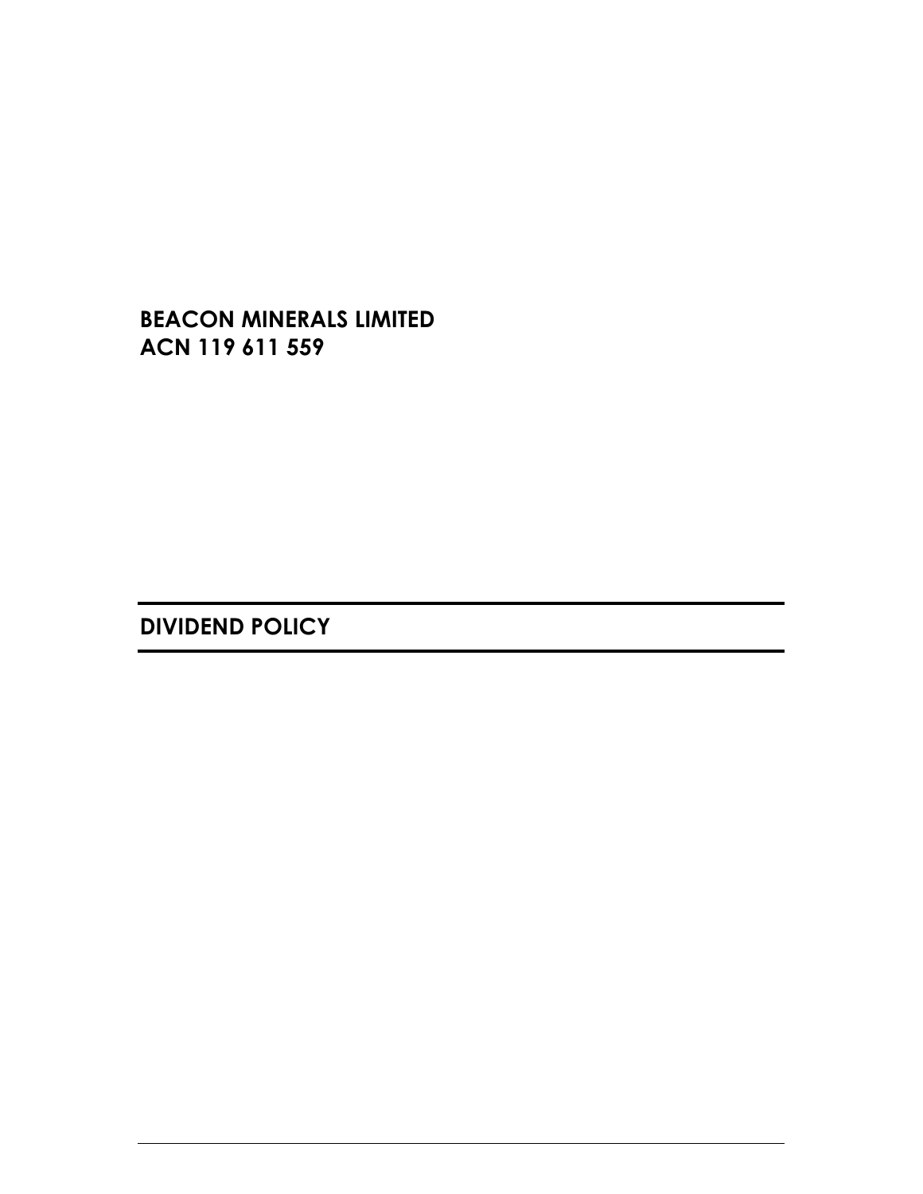**BEACON MINERALS LIMITED**
**ACN 119 611 559**

# DIVIDEND POLICY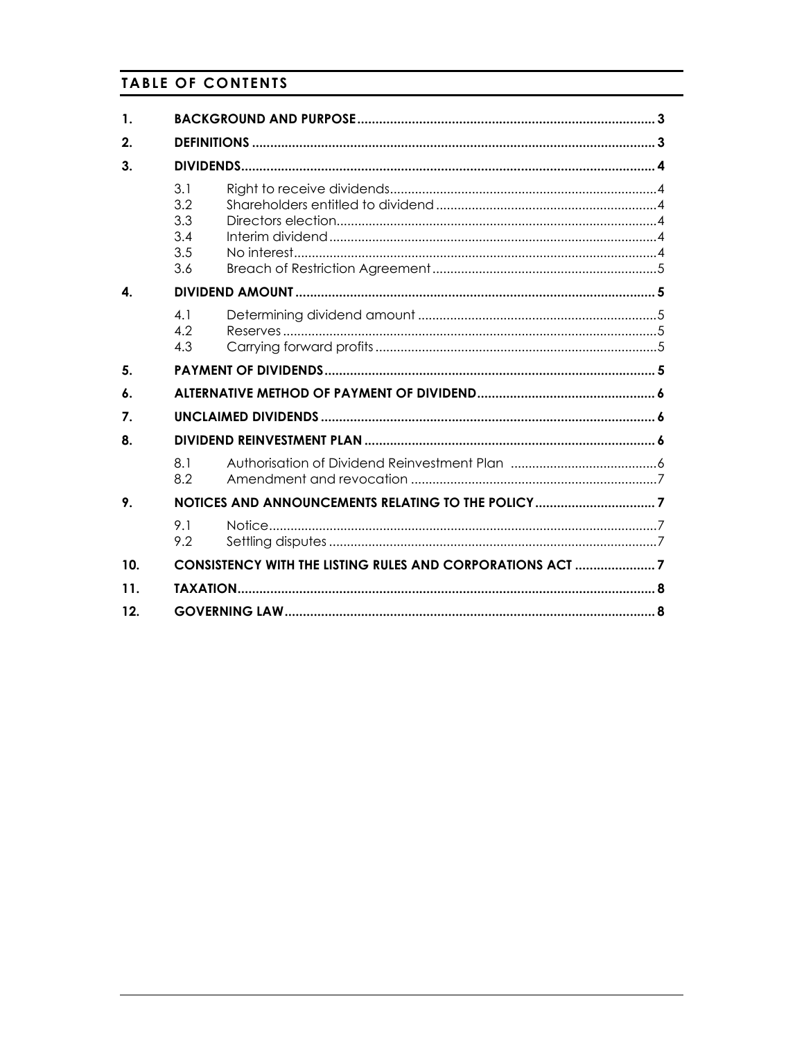## TABLE OF CONTENTS

| | | | |
|---|---|---|---|
| **1.** | **BACKGROUND AND PURPOSE** | | **3** |
| **2.** | **DEFINITIONS** | | **3** |
| **3.** | **DIVIDENDS** | | **4** |
| | 3.1 | Right to receive dividends | 4 |
| | 3.2 | Shareholders entitled to dividend | 4 |
| | 3.3 | Directors election | 4 |
| | 3.4 | Interim dividend | 4 |
| | 3.5 | No interest | 4 |
| | 3.6 | Breach of Restriction Agreement | 5 |
| **4.** | **DIVIDEND AMOUNT** | | **5** |
| | 4.1 | Determining dividend amount | 5 |
| | 4.2 | Reserves | 5 |
| | 4.3 | Carrying forward profits | 5 |
| **5.** | **PAYMENT OF DIVIDENDS** | | **5** |
| **6.** | **ALTERNATIVE METHOD OF PAYMENT OF DIVIDEND** | | **6** |
| **7.** | **UNCLAIMED DIVIDENDS** | | **6** |
| **8.** | **DIVIDEND REINVESTMENT PLAN** | | **6** |
| | 8.1 | Authorisation of Dividend Reinvestment Plan | 6 |
| | 8.2 | Amendment and revocation | 7 |
| **9.** | **NOTICES AND ANNOUNCEMENTS RELATING TO THE POLICY** | | **7** |
| | 9.1 | Notice | 7 |
| | 9.2 | Settling disputes | 7 |
| **10.** | **CONSISTENCY WITH THE LISTING RULES AND CORPORATIONS ACT** | | **7** |
| **11.** | **TAXATION** | | **8** |
| **12.** | **GOVERNING LAW** | | **8** |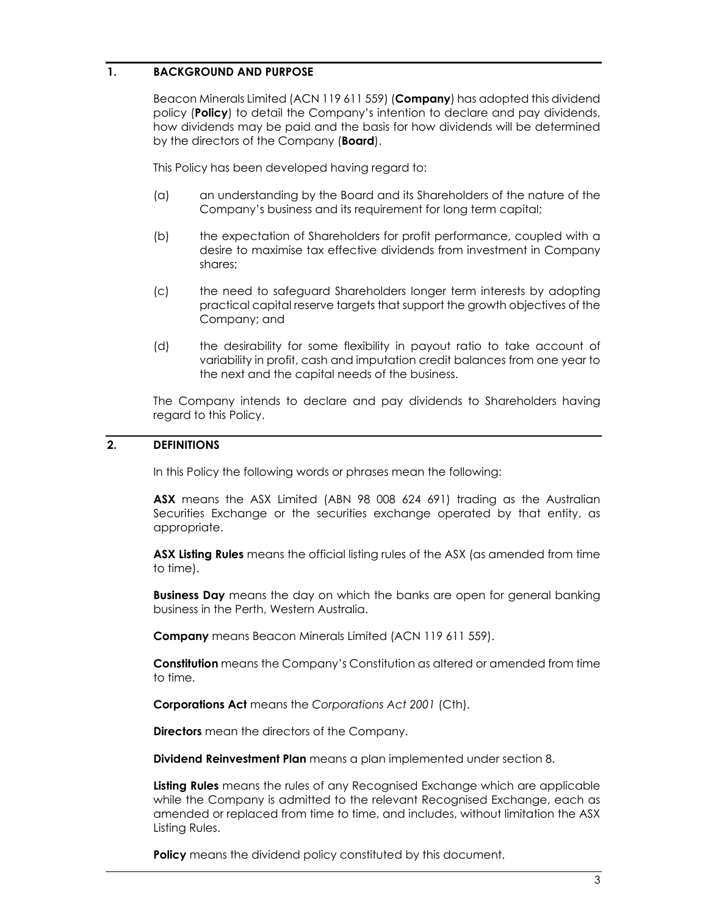## 1. BACKGROUND AND PURPOSE

Beacon Minerals Limited (ACN 119 611 559) (**Company**) has adopted this dividend policy (**Policy**) to detail the Company's intention to declare and pay dividends, how dividends may be paid and the basis for how dividends will be determined by the directors of the Company (**Board**).

This Policy has been developed having regard to:

(a) an understanding by the Board and its Shareholders of the nature of the Company's business and its requirement for long term capital;

(b) the expectation of Shareholders for profit performance, coupled with a desire to maximise tax effective dividends from investment in Company shares;

(c) the need to safeguard Shareholders longer term interests by adopting practical capital reserve targets that support the growth objectives of the Company; and

(d) the desirability for some flexibility in payout ratio to take account of variability in profit, cash and imputation credit balances from one year to the next and the capital needs of the business.

The Company intends to declare and pay dividends to Shareholders having regard to this Policy.

## 2. DEFINITIONS

In this Policy the following words or phrases mean the following:

**ASX** means the ASX Limited (ABN 98 008 624 691) trading as the Australian Securities Exchange or the securities exchange operated by that entity, as appropriate.

**ASX Listing Rules** means the official listing rules of the ASX (as amended from time to time).

**Business Day** means the day on which the banks are open for general banking business in the Perth, Western Australia.

**Company** means Beacon Minerals Limited (ACN 119 611 559).

**Constitution** means the Company's Constitution as altered or amended from time to time.

**Corporations Act** means the *Corporations Act 2001* (Cth).

**Directors** mean the directors of the Company.

**Dividend Reinvestment Plan** means a plan implemented under section 8.

**Listing Rules** means the rules of any Recognised Exchange which are applicable while the Company is admitted to the relevant Recognised Exchange, each as amended or replaced from time to time, and includes, without limitation the ASX Listing Rules.

**Policy** means the dividend policy constituted by this document.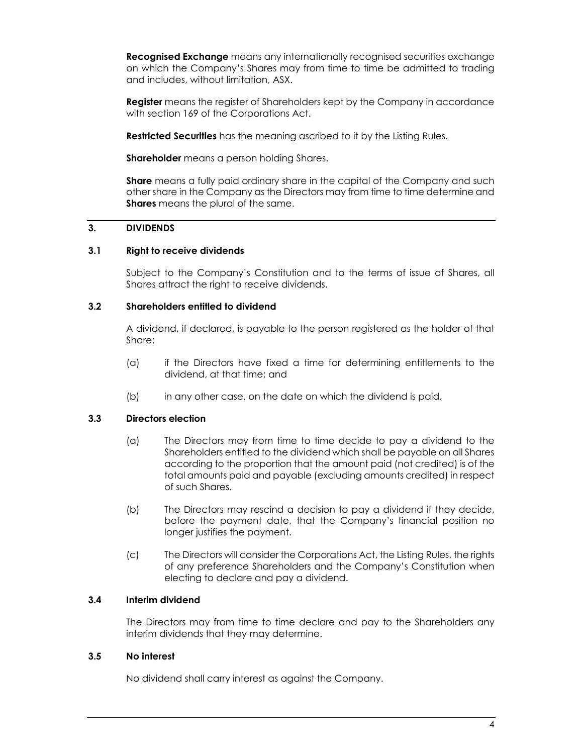**Recognised Exchange** means any internationally recognised securities exchange on which the Company's Shares may from time to time be admitted to trading and includes, without limitation, ASX.

**Register** means the register of Shareholders kept by the Company in accordance with section 169 of the Corporations Act.

**Restricted Securities** has the meaning ascribed to it by the Listing Rules.

**Shareholder** means a person holding Shares.

**Share** means a fully paid ordinary share in the capital of the Company and such other share in the Company as the Directors may from time to time determine and **Shares** means the plural of the same.

## 3. DIVIDENDS

### 3.1 Right to receive dividends

Subject to the Company's Constitution and to the terms of issue of Shares, all Shares attract the right to receive dividends.

### 3.2 Shareholders entitled to dividend

A dividend, if declared, is payable to the person registered as the holder of that Share:

(a) if the Directors have fixed a time for determining entitlements to the dividend, at that time; and

(b) in any other case, on the date on which the dividend is paid.

### 3.3 Directors election

(a) The Directors may from time to time decide to pay a dividend to the Shareholders entitled to the dividend which shall be payable on all Shares according to the proportion that the amount paid (not credited) is of the total amounts paid and payable (excluding amounts credited) in respect of such Shares.

(b) The Directors may rescind a decision to pay a dividend if they decide, before the payment date, that the Company's financial position no longer justifies the payment.

(c) The Directors will consider the Corporations Act, the Listing Rules, the rights of any preference Shareholders and the Company's Constitution when electing to declare and pay a dividend.

### 3.4 Interim dividend

The Directors may from time to time declare and pay to the Shareholders any interim dividends that they may determine.

### 3.5 No interest

No dividend shall carry interest as against the Company.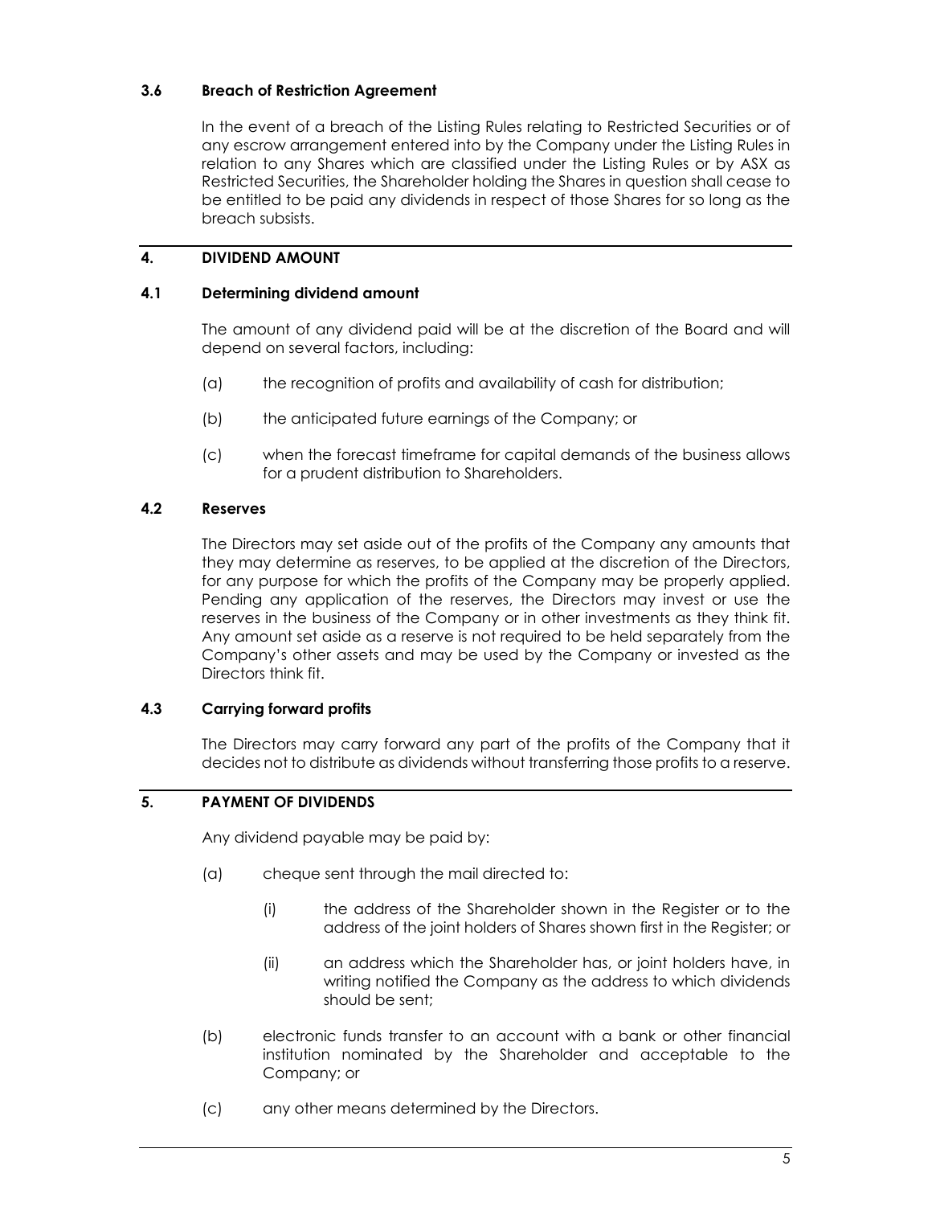### 3.6 Breach of Restriction Agreement

In the event of a breach of the Listing Rules relating to Restricted Securities or of any escrow arrangement entered into by the Company under the Listing Rules in relation to any Shares which are classified under the Listing Rules or by ASX as Restricted Securities, the Shareholder holding the Shares in question shall cease to be entitled to be paid any dividends in respect of those Shares for so long as the breach subsists.

## 4. DIVIDEND AMOUNT

### 4.1 Determining dividend amount

The amount of any dividend paid will be at the discretion of the Board and will depend on several factors, including:

(a) the recognition of profits and availability of cash for distribution;

(b) the anticipated future earnings of the Company; or

(c) when the forecast timeframe for capital demands of the business allows for a prudent distribution to Shareholders.

### 4.2 Reserves

The Directors may set aside out of the profits of the Company any amounts that they may determine as reserves, to be applied at the discretion of the Directors, for any purpose for which the profits of the Company may be properly applied. Pending any application of the reserves, the Directors may invest or use the reserves in the business of the Company or in other investments as they think fit. Any amount set aside as a reserve is not required to be held separately from the Company's other assets and may be used by the Company or invested as the Directors think fit.

### 4.3 Carrying forward profits

The Directors may carry forward any part of the profits of the Company that it decides not to distribute as dividends without transferring those profits to a reserve.

## 5. PAYMENT OF DIVIDENDS

Any dividend payable may be paid by:

(a) cheque sent through the mail directed to:

(i) the address of the Shareholder shown in the Register or to the address of the joint holders of Shares shown first in the Register; or

(ii) an address which the Shareholder has, or joint holders have, in writing notified the Company as the address to which dividends should be sent;

(b) electronic funds transfer to an account with a bank or other financial institution nominated by the Shareholder and acceptable to the Company; or

(c) any other means determined by the Directors.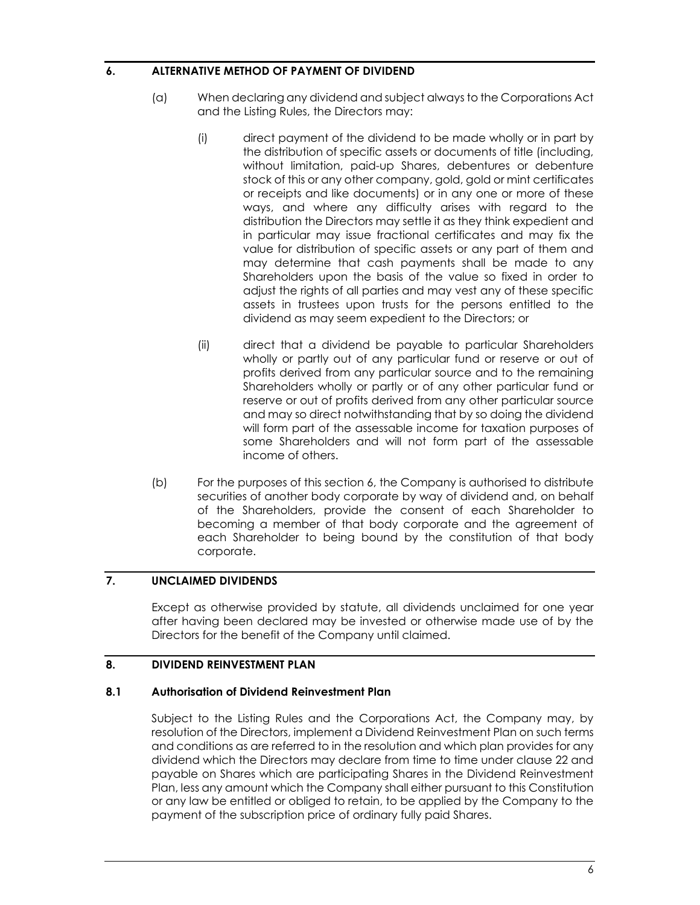## 6. ALTERNATIVE METHOD OF PAYMENT OF DIVIDEND

(a) When declaring any dividend and subject always to the Corporations Act and the Listing Rules, the Directors may:

(i) direct payment of the dividend to be made wholly or in part by the distribution of specific assets or documents of title (including, without limitation, paid-up Shares, debentures or debenture stock of this or any other company, gold, gold or mint certificates or receipts and like documents) or in any one or more of these ways, and where any difficulty arises with regard to the distribution the Directors may settle it as they think expedient and in particular may issue fractional certificates and may fix the value for distribution of specific assets or any part of them and may determine that cash payments shall be made to any Shareholders upon the basis of the value so fixed in order to adjust the rights of all parties and may vest any of these specific assets in trustees upon trusts for the persons entitled to the dividend as may seem expedient to the Directors; or

(ii) direct that a dividend be payable to particular Shareholders wholly or partly out of any particular fund or reserve or out of profits derived from any particular source and to the remaining Shareholders wholly or partly or of any other particular fund or reserve or out of profits derived from any other particular source and may so direct notwithstanding that by so doing the dividend will form part of the assessable income for taxation purposes of some Shareholders and will not form part of the assessable income of others.

(b) For the purposes of this section 6, the Company is authorised to distribute securities of another body corporate by way of dividend and, on behalf of the Shareholders, provide the consent of each Shareholder to becoming a member of that body corporate and the agreement of each Shareholder to being bound by the constitution of that body corporate.

## 7. UNCLAIMED DIVIDENDS

Except as otherwise provided by statute, all dividends unclaimed for one year after having been declared may be invested or otherwise made use of by the Directors for the benefit of the Company until claimed.

## 8. DIVIDEND REINVESTMENT PLAN

### 8.1 Authorisation of Dividend Reinvestment Plan

Subject to the Listing Rules and the Corporations Act, the Company may, by resolution of the Directors, implement a Dividend Reinvestment Plan on such terms and conditions as are referred to in the resolution and which plan provides for any dividend which the Directors may declare from time to time under clause 22 and payable on Shares which are participating Shares in the Dividend Reinvestment Plan, less any amount which the Company shall either pursuant to this Constitution or any law be entitled or obliged to retain, to be applied by the Company to the payment of the subscription price of ordinary fully paid Shares.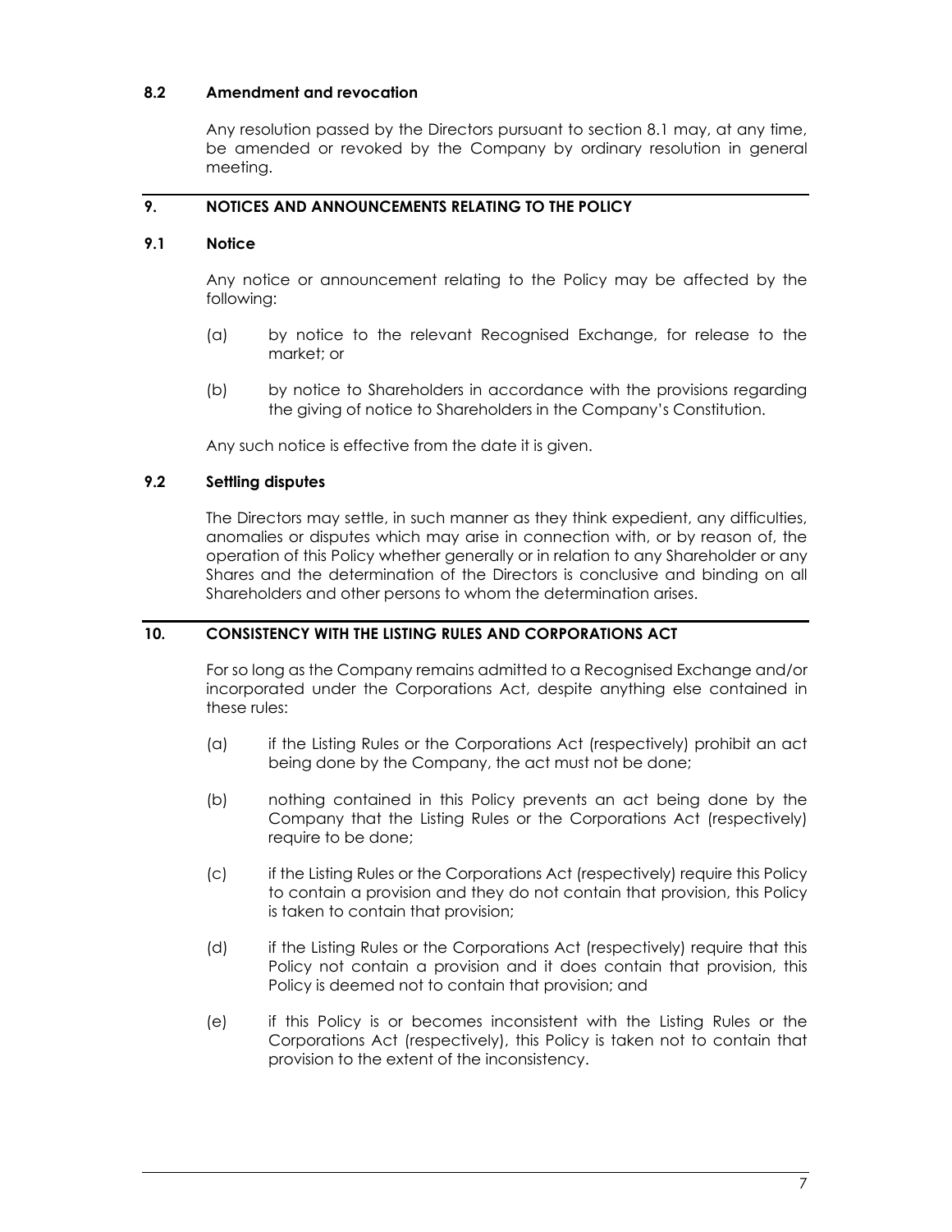### 8.2 Amendment and revocation

Any resolution passed by the Directors pursuant to section 8.1 may, at any time, be amended or revoked by the Company by ordinary resolution in general meeting.

## 9. NOTICES AND ANNOUNCEMENTS RELATING TO THE POLICY

### 9.1 Notice

Any notice or announcement relating to the Policy may be affected by the following:

(a) by notice to the relevant Recognised Exchange, for release to the market; or

(b) by notice to Shareholders in accordance with the provisions regarding the giving of notice to Shareholders in the Company's Constitution.

Any such notice is effective from the date it is given.

### 9.2 Settling disputes

The Directors may settle, in such manner as they think expedient, any difficulties, anomalies or disputes which may arise in connection with, or by reason of, the operation of this Policy whether generally or in relation to any Shareholder or any Shares and the determination of the Directors is conclusive and binding on all Shareholders and other persons to whom the determination arises.

## 10. CONSISTENCY WITH THE LISTING RULES AND CORPORATIONS ACT

For so long as the Company remains admitted to a Recognised Exchange and/or incorporated under the Corporations Act, despite anything else contained in these rules:

(a) if the Listing Rules or the Corporations Act (respectively) prohibit an act being done by the Company, the act must not be done;

(b) nothing contained in this Policy prevents an act being done by the Company that the Listing Rules or the Corporations Act (respectively) require to be done;

(c) if the Listing Rules or the Corporations Act (respectively) require this Policy to contain a provision and they do not contain that provision, this Policy is taken to contain that provision;

(d) if the Listing Rules or the Corporations Act (respectively) require that this Policy not contain a provision and it does contain that provision, this Policy is deemed not to contain that provision; and

(e) if this Policy is or becomes inconsistent with the Listing Rules or the Corporations Act (respectively), this Policy is taken not to contain that provision to the extent of the inconsistency.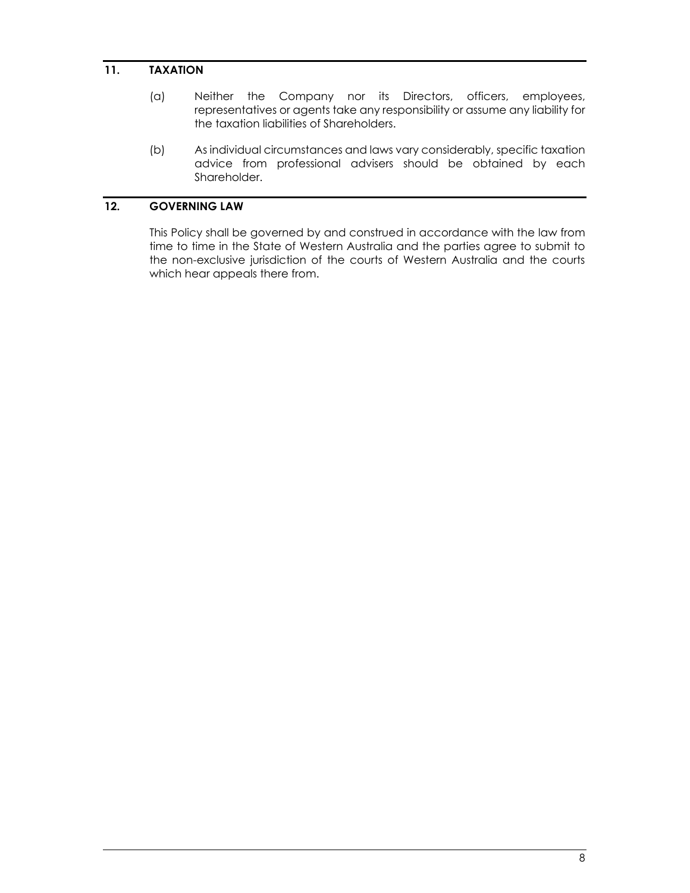## 11. TAXATION

(a) Neither the Company nor its Directors, officers, employees, representatives or agents take any responsibility or assume any liability for the taxation liabilities of Shareholders.

(b) As individual circumstances and laws vary considerably, specific taxation advice from professional advisers should be obtained by each Shareholder.

## 12. GOVERNING LAW

This Policy shall be governed by and construed in accordance with the law from time to time in the State of Western Australia and the parties agree to submit to the non-exclusive jurisdiction of the courts of Western Australia and the courts which hear appeals there from.